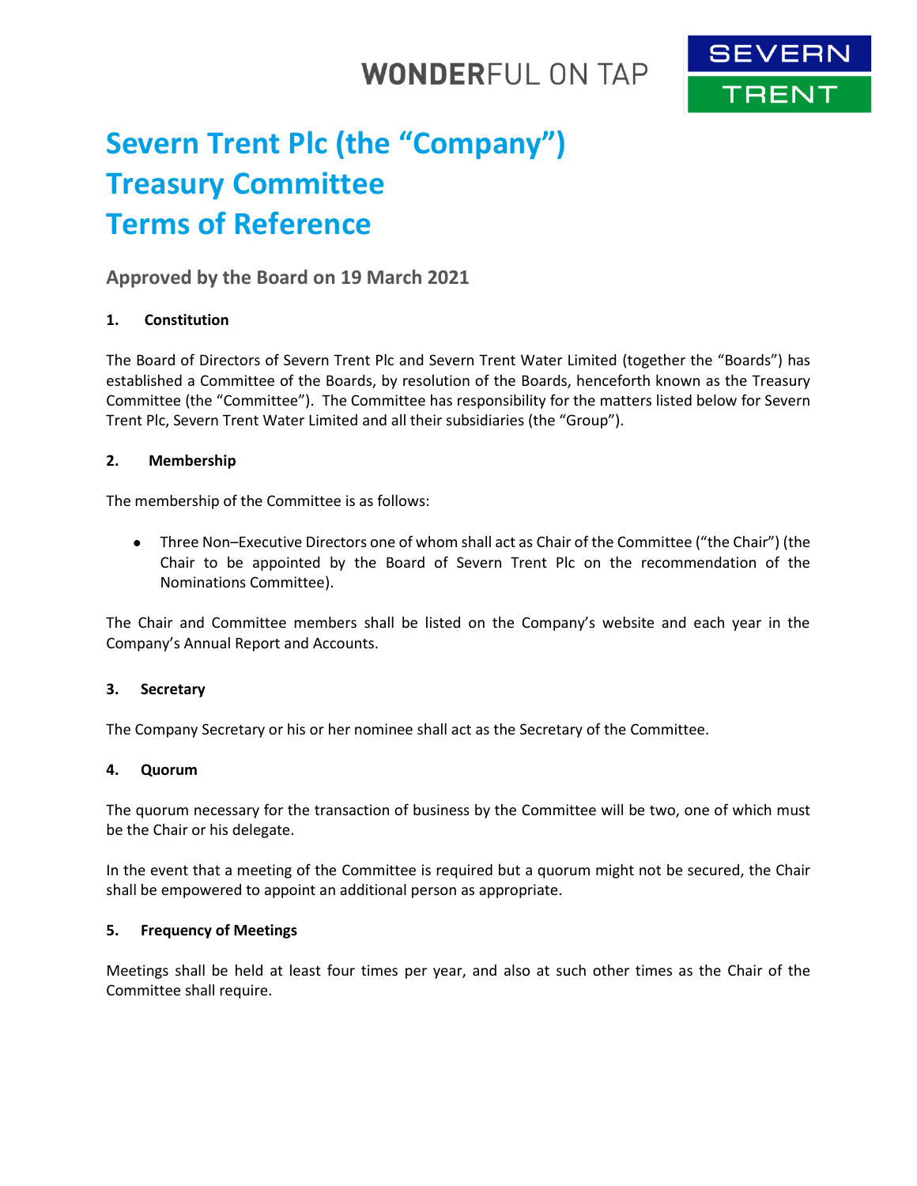# Severn Trent Plc (the "Company")
# Treasury Committee
# Terms of Reference

## Approved by the Board on 19 March 2021

### 1. Constitution

The Board of Directors of Severn Trent Plc and Severn Trent Water Limited (together the "Boards") has established a Committee of the Boards, by resolution of the Boards, henceforth known as the Treasury Committee (the "Committee"). The Committee has responsibility for the matters listed below for Severn Trent Plc, Severn Trent Water Limited and all their subsidiaries (the "Group").

### 2. Membership

The membership of the Committee is as follows:

- Three Non–Executive Directors one of whom shall act as Chair of the Committee ("the Chair") (the Chair to be appointed by the Board of Severn Trent Plc on the recommendation of the Nominations Committee).

The Chair and Committee members shall be listed on the Company's website and each year in the Company's Annual Report and Accounts.

### 3. Secretary

The Company Secretary or his or her nominee shall act as the Secretary of the Committee.

### 4. Quorum

The quorum necessary for the transaction of business by the Committee will be two, one of which must be the Chair or his delegate.

In the event that a meeting of the Committee is required but a quorum might not be secured, the Chair shall be empowered to appoint an additional person as appropriate.

### 5. Frequency of Meetings

Meetings shall be held at least four times per year, and also at such other times as the Chair of the Committee shall require.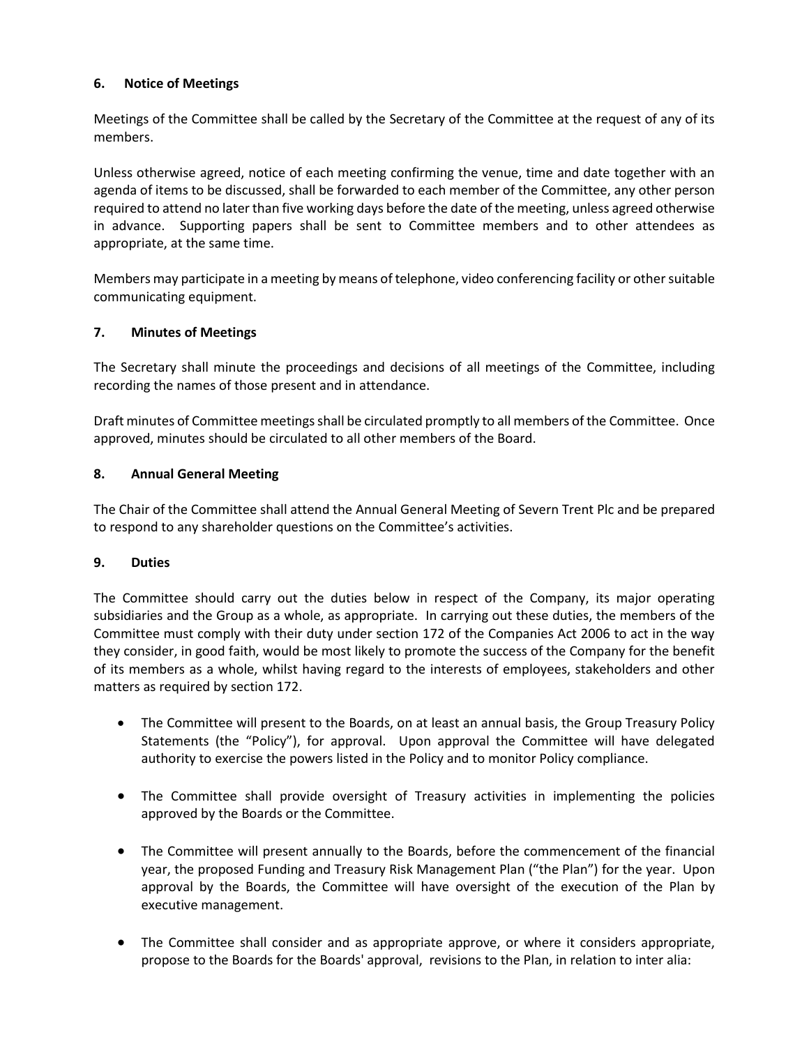## 6. Notice of Meetings

Meetings of the Committee shall be called by the Secretary of the Committee at the request of any of its members.

Unless otherwise agreed, notice of each meeting confirming the venue, time and date together with an agenda of items to be discussed, shall be forwarded to each member of the Committee, any other person required to attend no later than five working days before the date of the meeting, unless agreed otherwise in advance. Supporting papers shall be sent to Committee members and to other attendees as appropriate, at the same time.

Members may participate in a meeting by means of telephone, video conferencing facility or other suitable communicating equipment.

## 7. Minutes of Meetings

The Secretary shall minute the proceedings and decisions of all meetings of the Committee, including recording the names of those present and in attendance.

Draft minutes of Committee meetings shall be circulated promptly to all members of the Committee. Once approved, minutes should be circulated to all other members of the Board.

## 8. Annual General Meeting

The Chair of the Committee shall attend the Annual General Meeting of Severn Trent Plc and be prepared to respond to any shareholder questions on the Committee's activities.

## 9. Duties

The Committee should carry out the duties below in respect of the Company, its major operating subsidiaries and the Group as a whole, as appropriate. In carrying out these duties, the members of the Committee must comply with their duty under section 172 of the Companies Act 2006 to act in the way they consider, in good faith, would be most likely to promote the success of the Company for the benefit of its members as a whole, whilst having regard to the interests of employees, stakeholders and other matters as required by section 172.

- The Committee will present to the Boards, on at least an annual basis, the Group Treasury Policy Statements (the "Policy"), for approval. Upon approval the Committee will have delegated authority to exercise the powers listed in the Policy and to monitor Policy compliance.
- The Committee shall provide oversight of Treasury activities in implementing the policies approved by the Boards or the Committee.
- The Committee will present annually to the Boards, before the commencement of the financial year, the proposed Funding and Treasury Risk Management Plan ("the Plan") for the year. Upon approval by the Boards, the Committee will have oversight of the execution of the Plan by executive management.
- The Committee shall consider and as appropriate approve, or where it considers appropriate, propose to the Boards for the Boards' approval, revisions to the Plan, in relation to inter alia: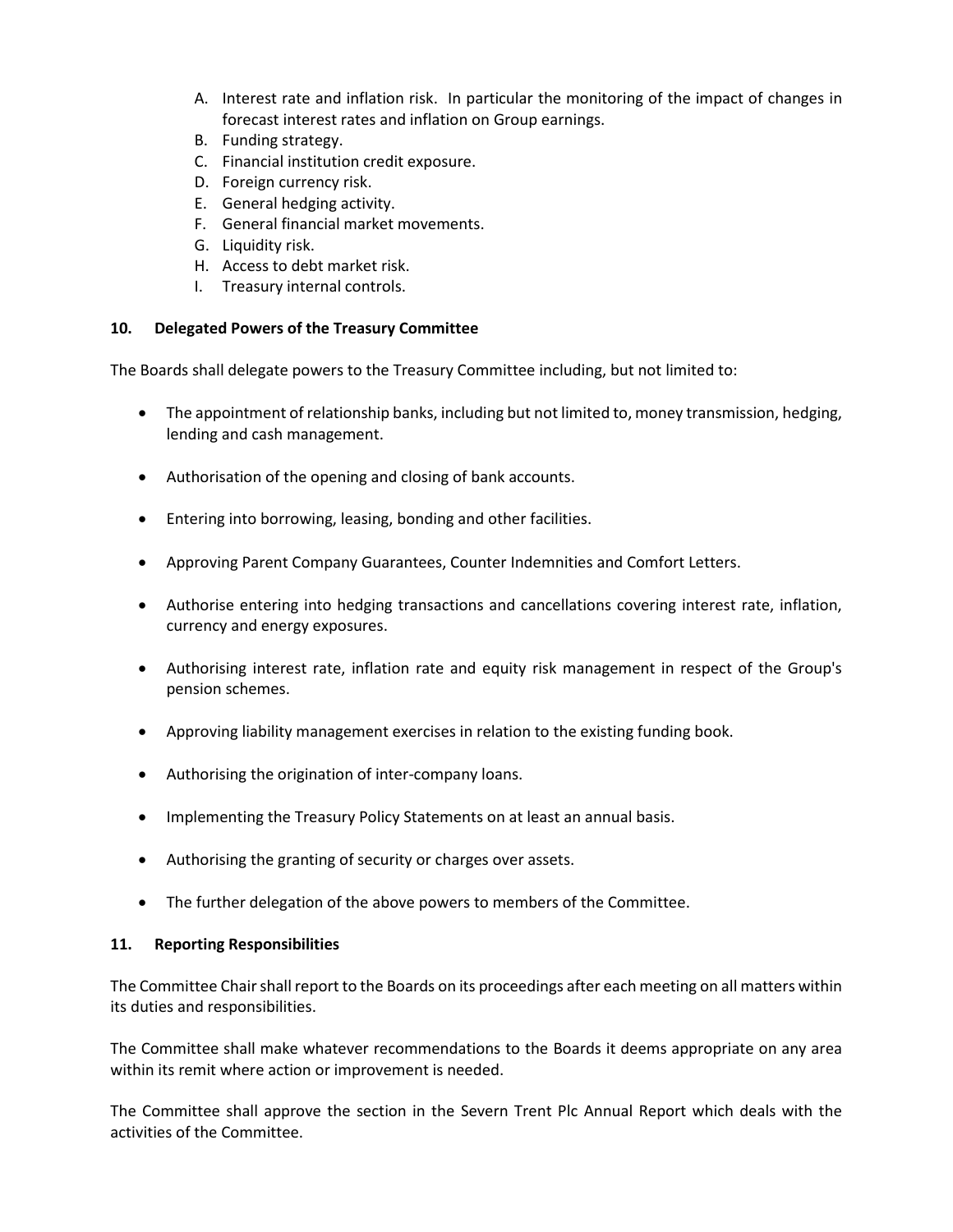A. Interest rate and inflation risk. In particular the monitoring of the impact of changes in forecast interest rates and inflation on Group earnings.
B. Funding strategy.
C. Financial institution credit exposure.
D. Foreign currency risk.
E. General hedging activity.
F. General financial market movements.
G. Liquidity risk.
H. Access to debt market risk.
I. Treasury internal controls.

**10. Delegated Powers of the Treasury Committee**

The Boards shall delegate powers to the Treasury Committee including, but not limited to:

- The appointment of relationship banks, including but not limited to, money transmission, hedging, lending and cash management.
- Authorisation of the opening and closing of bank accounts.
- Entering into borrowing, leasing, bonding and other facilities.
- Approving Parent Company Guarantees, Counter Indemnities and Comfort Letters.
- Authorise entering into hedging transactions and cancellations covering interest rate, inflation, currency and energy exposures.
- Authorising interest rate, inflation rate and equity risk management in respect of the Group's pension schemes.
- Approving liability management exercises in relation to the existing funding book.
- Authorising the origination of inter-company loans.
- Implementing the Treasury Policy Statements on at least an annual basis.
- Authorising the granting of security or charges over assets.
- The further delegation of the above powers to members of the Committee.

**11. Reporting Responsibilities**

The Committee Chair shall report to the Boards on its proceedings after each meeting on all matters within its duties and responsibilities.

The Committee shall make whatever recommendations to the Boards it deems appropriate on any area within its remit where action or improvement is needed.

The Committee shall approve the section in the Severn Trent Plc Annual Report which deals with the activities of the Committee.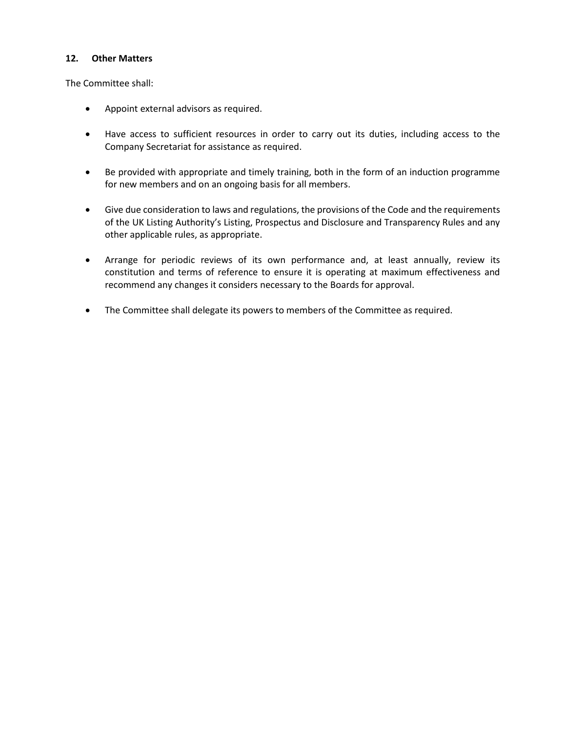## 12. Other Matters

The Committee shall:

- Appoint external advisors as required.
- Have access to sufficient resources in order to carry out its duties, including access to the Company Secretariat for assistance as required.
- Be provided with appropriate and timely training, both in the form of an induction programme for new members and on an ongoing basis for all members.
- Give due consideration to laws and regulations, the provisions of the Code and the requirements of the UK Listing Authority's Listing, Prospectus and Disclosure and Transparency Rules and any other applicable rules, as appropriate.
- Arrange for periodic reviews of its own performance and, at least annually, review its constitution and terms of reference to ensure it is operating at maximum effectiveness and recommend any changes it considers necessary to the Boards for approval.
- The Committee shall delegate its powers to members of the Committee as required.